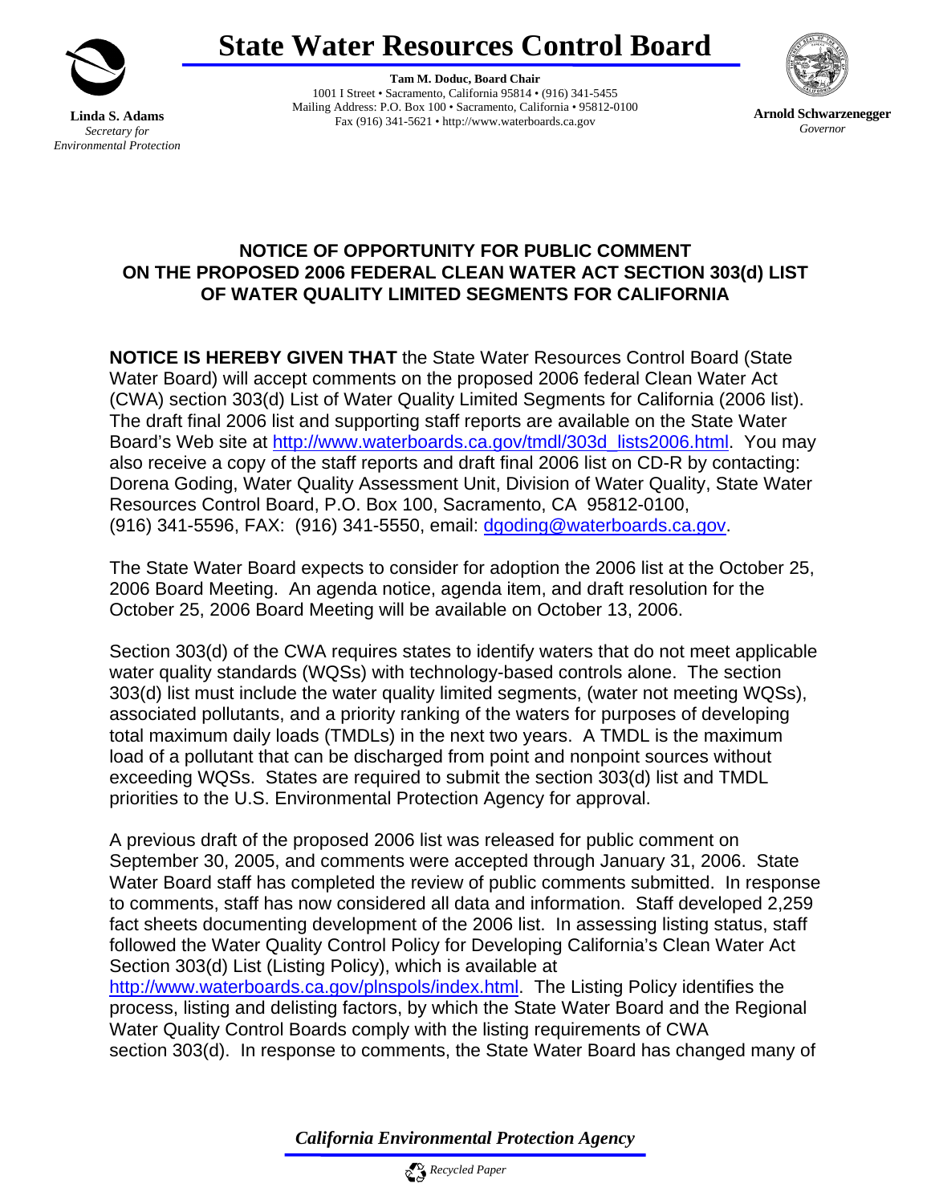# State Water Resources Control Board

**Linda S. Adams**
*Secretary for Environmental Protection*

**Tam M. Doduc, Board Chair**
1001 I Street • Sacramento, California 95814 • (916) 341-5455
Mailing Address: P.O. Box 100 • Sacramento, California • 95812-0100
Fax (916) 341-5621 • http://www.waterboards.ca.gov

**Arnold Schwarzenegger**
*Governor*

## NOTICE OF OPPORTUNITY FOR PUBLIC COMMENT ON THE PROPOSED 2006 FEDERAL CLEAN WATER ACT SECTION 303(d) LIST OF WATER QUALITY LIMITED SEGMENTS FOR CALIFORNIA

**NOTICE IS HEREBY GIVEN THAT** the State Water Resources Control Board (State Water Board) will accept comments on the proposed 2006 federal Clean Water Act (CWA) section 303(d) List of Water Quality Limited Segments for California (2006 list). The draft final 2006 list and supporting staff reports are available on the State Water Board's Web site at http://www.waterboards.ca.gov/tmdl/303d_lists2006.html. You may also receive a copy of the staff reports and draft final 2006 list on CD-R by contacting: Dorena Goding, Water Quality Assessment Unit, Division of Water Quality, State Water Resources Control Board, P.O. Box 100, Sacramento, CA 95812-0100, (916) 341-5596, FAX: (916) 341-5550, email: dgoding@waterboards.ca.gov.

The State Water Board expects to consider for adoption the 2006 list at the October 25, 2006 Board Meeting. An agenda notice, agenda item, and draft resolution for the October 25, 2006 Board Meeting will be available on October 13, 2006.

Section 303(d) of the CWA requires states to identify waters that do not meet applicable water quality standards (WQSs) with technology-based controls alone. The section 303(d) list must include the water quality limited segments, (water not meeting WQSs), associated pollutants, and a priority ranking of the waters for purposes of developing total maximum daily loads (TMDLs) in the next two years. A TMDL is the maximum load of a pollutant that can be discharged from point and nonpoint sources without exceeding WQSs. States are required to submit the section 303(d) list and TMDL priorities to the U.S. Environmental Protection Agency for approval.

A previous draft of the proposed 2006 list was released for public comment on September 30, 2005, and comments were accepted through January 31, 2006. State Water Board staff has completed the review of public comments submitted. In response to comments, staff has now considered all data and information. Staff developed 2,259 fact sheets documenting development of the 2006 list. In assessing listing status, staff followed the Water Quality Control Policy for Developing California's Clean Water Act Section 303(d) List (Listing Policy), which is available at http://www.waterboards.ca.gov/plnspols/index.html. The Listing Policy identifies the process, listing and delisting factors, by which the State Water Board and the Regional Water Quality Control Boards comply with the listing requirements of CWA section 303(d). In response to comments, the State Water Board has changed many of

*California Environmental Protection Agency*

*Recycled Paper*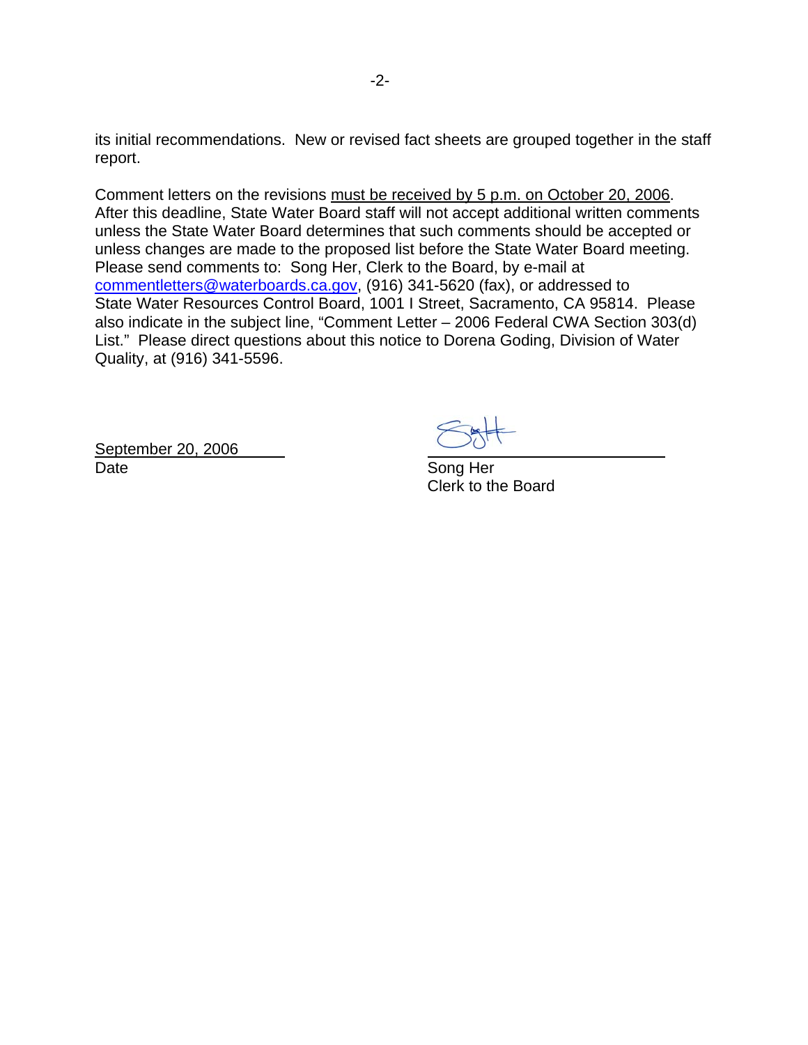its initial recommendations. New or revised fact sheets are grouped together in the staff report.

Comment letters on the revisions must be received by 5 p.m. on October 20, 2006. After this deadline, State Water Board staff will not accept additional written comments unless the State Water Board determines that such comments should be accepted or unless changes are made to the proposed list before the State Water Board meeting. Please send comments to: Song Her, Clerk to the Board, by e-mail at commentletters@waterboards.ca.gov, (916) 341-5620 (fax), or addressed to State Water Resources Control Board, 1001 I Street, Sacramento, CA 95814. Please also indicate in the subject line, "Comment Letter – 2006 Federal CWA Section 303(d) List." Please direct questions about this notice to Dorena Goding, Division of Water Quality, at (916) 341-5596.

September 20, 2006
Date

Song Her
Clerk to the Board